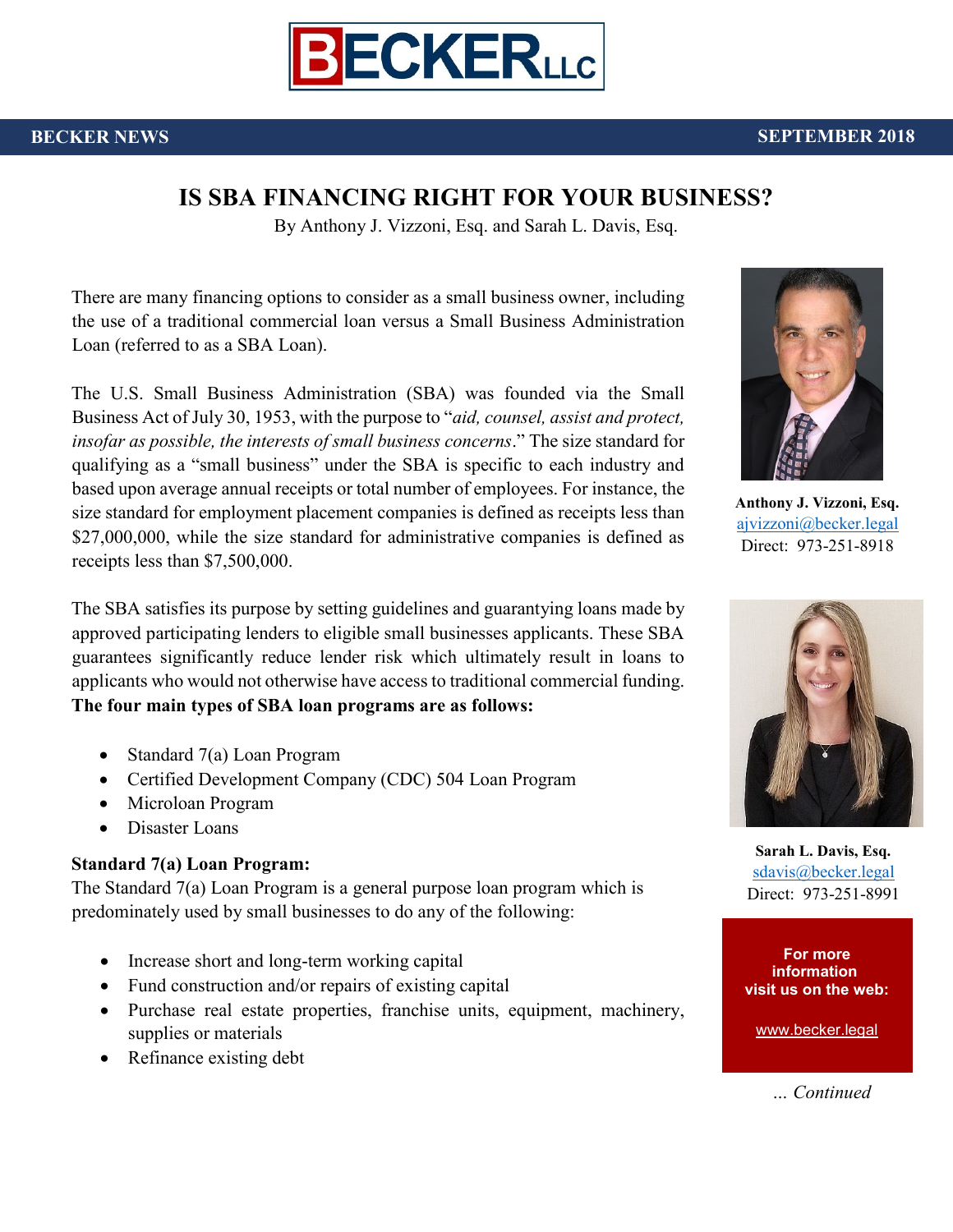BECKER LLC

BECKER NEWS — SEPTEMBER 2018

# IS SBA FINANCING RIGHT FOR YOUR BUSINESS?

By Anthony J. Vizzoni, Esq. and Sarah L. Davis, Esq.

There are many financing options to consider as a small business owner, including the use of a traditional commercial loan versus a Small Business Administration Loan (referred to as a SBA Loan).

The U.S. Small Business Administration (SBA) was founded via the Small Business Act of July 30, 1953, with the purpose to "*aid, counsel, assist and protect, insofar as possible, the interests of small business concerns*." The size standard for qualifying as a "small business" under the SBA is specific to each industry and based upon average annual receipts or total number of employees. For instance, the size standard for employment placement companies is defined as receipts less than $27,000,000, while the size standard for administrative companies is defined as receipts less than $7,500,000.

The SBA satisfies its purpose by setting guidelines and guarantying loans made by approved participating lenders to eligible small businesses applicants. These SBA guarantees significantly reduce lender risk which ultimately result in loans to applicants who would not otherwise have access to traditional commercial funding. **The four main types of SBA loan programs are as follows:**

- Standard 7(a) Loan Program
- Certified Development Company (CDC) 504 Loan Program
- Microloan Program
- Disaster Loans

**Standard 7(a) Loan Program:**

The Standard 7(a) Loan Program is a general purpose loan program which is predominately used by small businesses to do any of the following:

- Increase short and long-term working capital
- Fund construction and/or repairs of existing capital
- Purchase real estate properties, franchise units, equipment, machinery, supplies or materials
- Refinance existing debt

**Anthony J. Vizzoni, Esq.**
ajvizzoni@becker.legal
Direct: 973-251-8918

**Sarah L. Davis, Esq.**
sdavis@becker.legal
Direct: 973-251-8991

**For more information visit us on the web:**

www.becker.legal

*... Continued*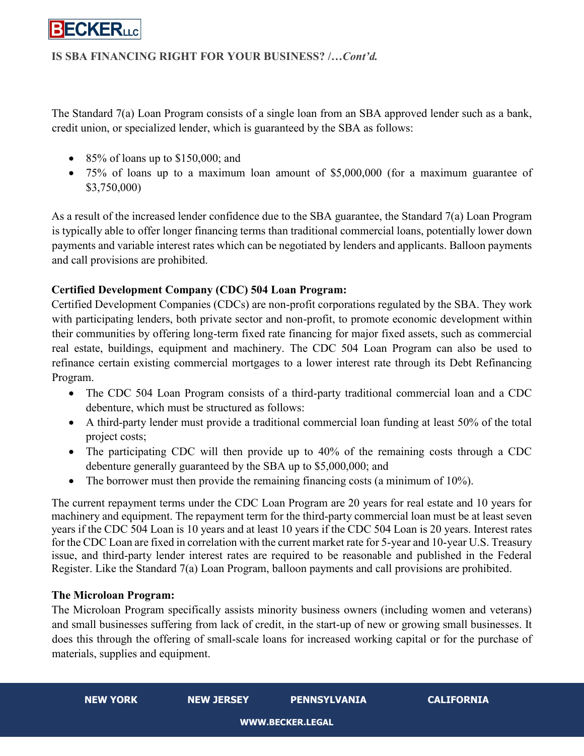The Standard 7(a) Loan Program consists of a single loan from an SBA approved lender such as a bank, credit union, or specialized lender, which is guaranteed by the SBA as follows:

- 85% of loans up to $150,000; and
- 75% of loans up to a maximum loan amount of $5,000,000 (for a maximum guarantee of $3,750,000)

As a result of the increased lender confidence due to the SBA guarantee, the Standard 7(a) Loan Program is typically able to offer longer financing terms than traditional commercial loans, potentially lower down payments and variable interest rates which can be negotiated by lenders and applicants. Balloon payments and call provisions are prohibited.

**Certified Development Company (CDC) 504 Loan Program:**

Certified Development Companies (CDCs) are non-profit corporations regulated by the SBA. They work with participating lenders, both private sector and non-profit, to promote economic development within their communities by offering long-term fixed rate financing for major fixed assets, such as commercial real estate, buildings, equipment and machinery. The CDC 504 Loan Program can also be used to refinance certain existing commercial mortgages to a lower interest rate through its Debt Refinancing Program.

- The CDC 504 Loan Program consists of a third-party traditional commercial loan and a CDC debenture, which must be structured as follows:
- A third-party lender must provide a traditional commercial loan funding at least 50% of the total project costs;
- The participating CDC will then provide up to 40% of the remaining costs through a CDC debenture generally guaranteed by the SBA up to $5,000,000; and
- The borrower must then provide the remaining financing costs (a minimum of 10%).

The current repayment terms under the CDC Loan Program are 20 years for real estate and 10 years for machinery and equipment. The repayment term for the third-party commercial loan must be at least seven years if the CDC 504 Loan is 10 years and at least 10 years if the CDC 504 Loan is 20 years. Interest rates for the CDC Loan are fixed in correlation with the current market rate for 5-year and 10-year U.S. Treasury issue, and third-party lender interest rates are required to be reasonable and published in the Federal Register. Like the Standard 7(a) Loan Program, balloon payments and call provisions are prohibited.

**The Microloan Program:**

The Microloan Program specifically assists minority business owners (including women and veterans) and small businesses suffering from lack of credit, in the start-up of new or growing small businesses. It does this through the offering of small-scale loans for increased working capital or for the purchase of materials, supplies and equipment.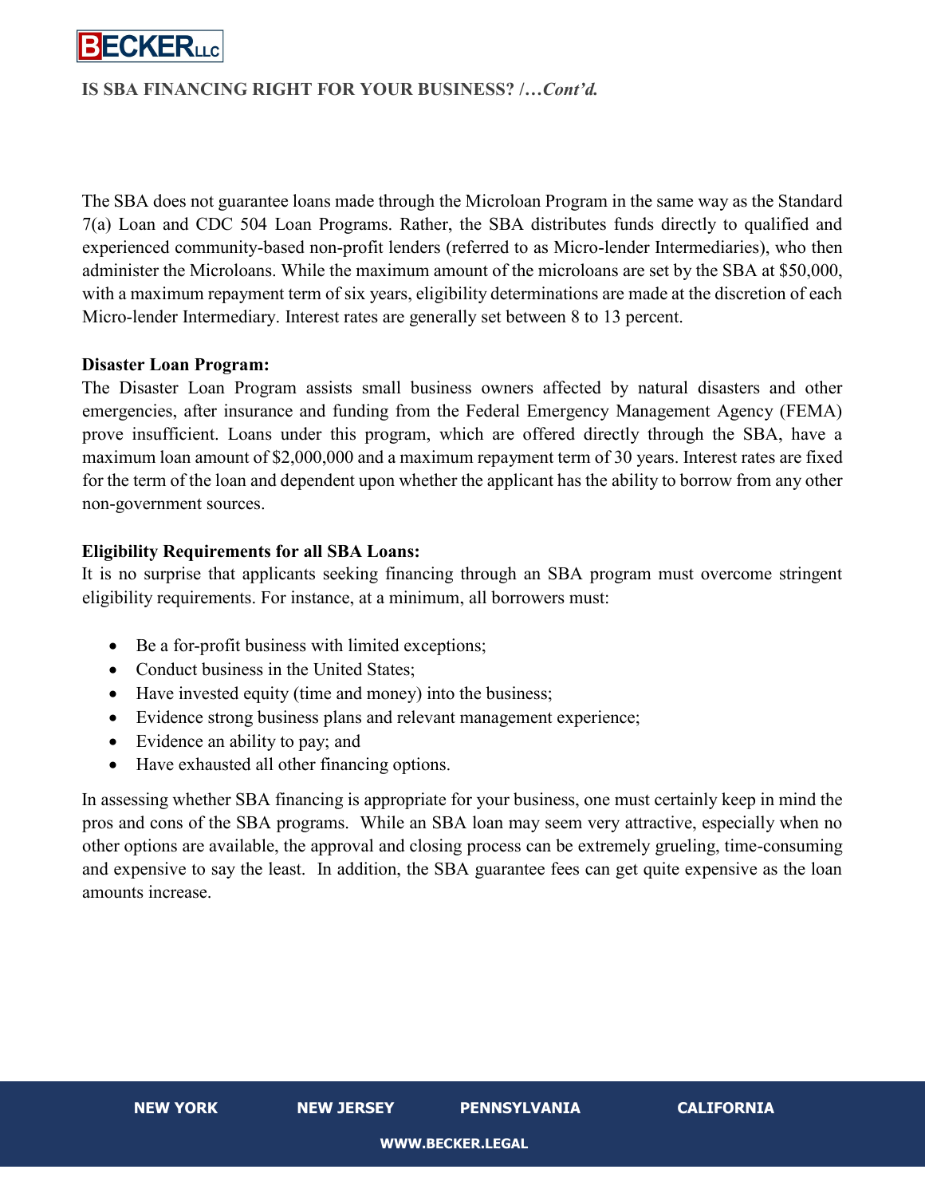The SBA does not guarantee loans made through the Microloan Program in the same way as the Standard 7(a) Loan and CDC 504 Loan Programs. Rather, the SBA distributes funds directly to qualified and experienced community-based non-profit lenders (referred to as Micro-lender Intermediaries), who then administer the Microloans. While the maximum amount of the microloans are set by the SBA at $50,000, with a maximum repayment term of six years, eligibility determinations are made at the discretion of each Micro-lender Intermediary. Interest rates are generally set between 8 to 13 percent.

**Disaster Loan Program:**
The Disaster Loan Program assists small business owners affected by natural disasters and other emergencies, after insurance and funding from the Federal Emergency Management Agency (FEMA) prove insufficient. Loans under this program, which are offered directly through the SBA, have a maximum loan amount of $2,000,000 and a maximum repayment term of 30 years. Interest rates are fixed for the term of the loan and dependent upon whether the applicant has the ability to borrow from any other non-government sources.

**Eligibility Requirements for all SBA Loans:**
It is no surprise that applicants seeking financing through an SBA program must overcome stringent eligibility requirements. For instance, at a minimum, all borrowers must:

- Be a for-profit business with limited exceptions;
- Conduct business in the United States;
- Have invested equity (time and money) into the business;
- Evidence strong business plans and relevant management experience;
- Evidence an ability to pay; and
- Have exhausted all other financing options.

In assessing whether SBA financing is appropriate for your business, one must certainly keep in mind the pros and cons of the SBA programs. While an SBA loan may seem very attractive, especially when no other options are available, the approval and closing process can be extremely grueling, time-consuming and expensive to say the least. In addition, the SBA guarantee fees can get quite expensive as the loan amounts increase.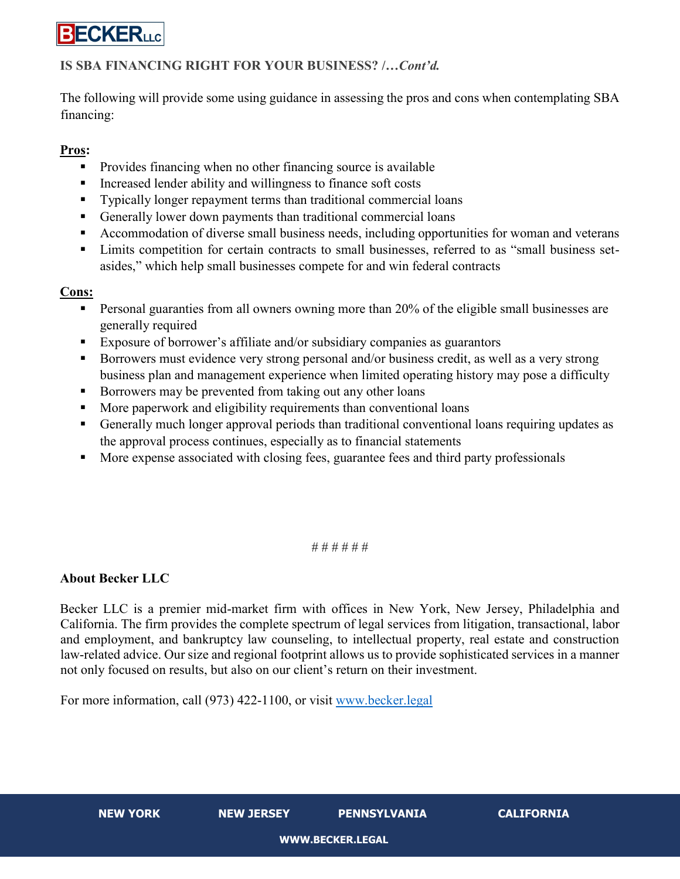**IS SBA FINANCING RIGHT FOR YOUR BUSINESS? /…*Cont'd.***

The following will provide some using guidance in assessing the pros and cons when contemplating SBA financing:

**Pros:**

- Provides financing when no other financing source is available
- Increased lender ability and willingness to finance soft costs
- Typically longer repayment terms than traditional commercial loans
- Generally lower down payments than traditional commercial loans
- Accommodation of diverse small business needs, including opportunities for woman and veterans
- Limits competition for certain contracts to small businesses, referred to as "small business set-asides," which help small businesses compete for and win federal contracts

**Cons:**

- Personal guaranties from all owners owning more than 20% of the eligible small businesses are generally required
- Exposure of borrower's affiliate and/or subsidiary companies as guarantors
- Borrowers must evidence very strong personal and/or business credit, as well as a very strong business plan and management experience when limited operating history may pose a difficulty
- Borrowers may be prevented from taking out any other loans
- More paperwork and eligibility requirements than conventional loans
- Generally much longer approval periods than traditional conventional loans requiring updates as the approval process continues, especially as to financial statements
- More expense associated with closing fees, guarantee fees and third party professionals

# # # # # #

**About Becker LLC**

Becker LLC is a premier mid-market firm with offices in New York, New Jersey, Philadelphia and California. The firm provides the complete spectrum of legal services from litigation, transactional, labor and employment, and bankruptcy law counseling, to intellectual property, real estate and construction law-related advice. Our size and regional footprint allows us to provide sophisticated services in a manner not only focused on results, but also on our client's return on their investment.

For more information, call (973) 422-1100, or visit [www.becker.legal](http://www.becker.legal)